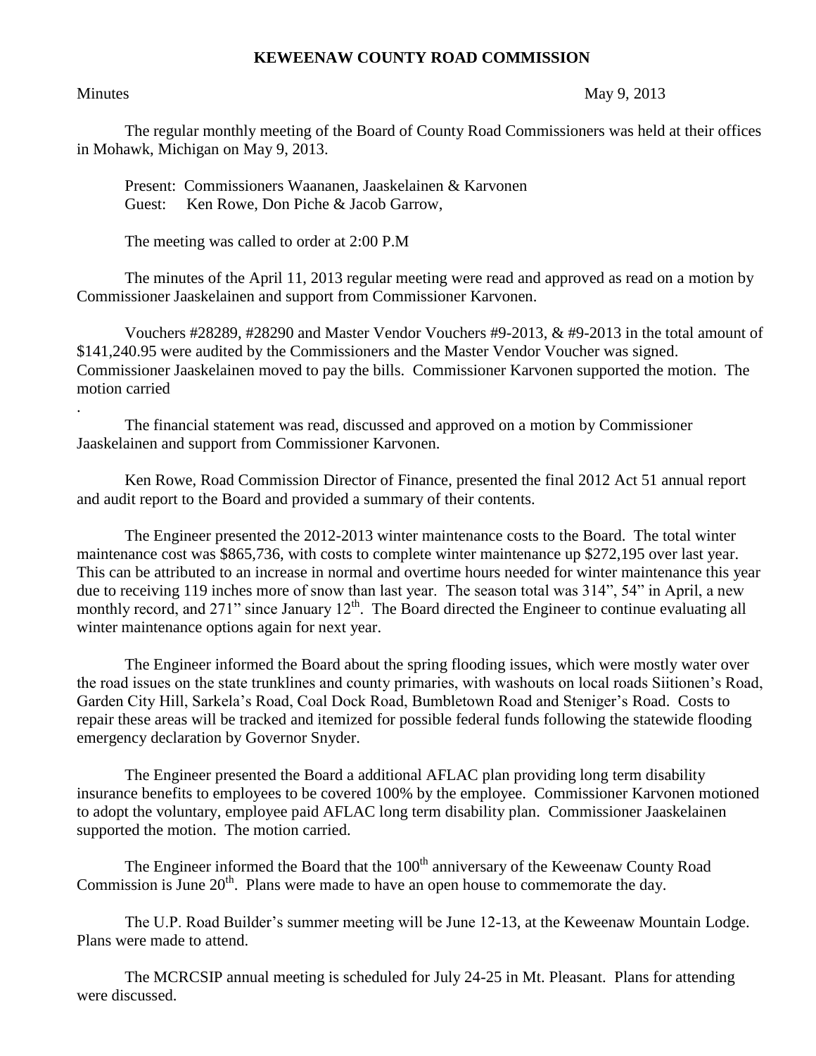# KEWEENAW COUNTY ROAD COMMISSION

Minutes May 9, 2013

The regular monthly meeting of the Board of County Road Commissioners was held at their offices in Mohawk, Michigan on May 9, 2013.

Present: Commissioners Waananen, Jaaskelainen & Karvonen
Guest: Ken Rowe, Don Piche & Jacob Garrow,

The meeting was called to order at 2:00 P.M

The minutes of the April 11, 2013 regular meeting were read and approved as read on a motion by Commissioner Jaaskelainen and support from Commissioner Karvonen.

Vouchers #28289, #28290 and Master Vendor Vouchers #9-2013, & #9-2013 in the total amount of $141,240.95 were audited by the Commissioners and the Master Vendor Voucher was signed. Commissioner Jaaskelainen moved to pay the bills. Commissioner Karvonen supported the motion. The motion carried
.

The financial statement was read, discussed and approved on a motion by Commissioner Jaaskelainen and support from Commissioner Karvonen.

Ken Rowe, Road Commission Director of Finance, presented the final 2012 Act 51 annual report and audit report to the Board and provided a summary of their contents.

The Engineer presented the 2012-2013 winter maintenance costs to the Board. The total winter maintenance cost was $865,736, with costs to complete winter maintenance up $272,195 over last year. This can be attributed to an increase in normal and overtime hours needed for winter maintenance this year due to receiving 119 inches more of snow than last year. The season total was 314", 54" in April, a new monthly record, and 271" since January 12th. The Board directed the Engineer to continue evaluating all winter maintenance options again for next year.

The Engineer informed the Board about the spring flooding issues, which were mostly water over the road issues on the state trunklines and county primaries, with washouts on local roads Siitionen's Road, Garden City Hill, Sarkela's Road, Coal Dock Road, Bumbletown Road and Steniger's Road. Costs to repair these areas will be tracked and itemized for possible federal funds following the statewide flooding emergency declaration by Governor Snyder.

The Engineer presented the Board a additional AFLAC plan providing long term disability insurance benefits to employees to be covered 100% by the employee. Commissioner Karvonen motioned to adopt the voluntary, employee paid AFLAC long term disability plan. Commissioner Jaaskelainen supported the motion. The motion carried.

The Engineer informed the Board that the 100th anniversary of the Keweenaw County Road Commission is June 20th. Plans were made to have an open house to commemorate the day.

The U.P. Road Builder's summer meeting will be June 12-13, at the Keweenaw Mountain Lodge. Plans were made to attend.

The MCRCSIP annual meeting is scheduled for July 24-25 in Mt. Pleasant. Plans for attending were discussed.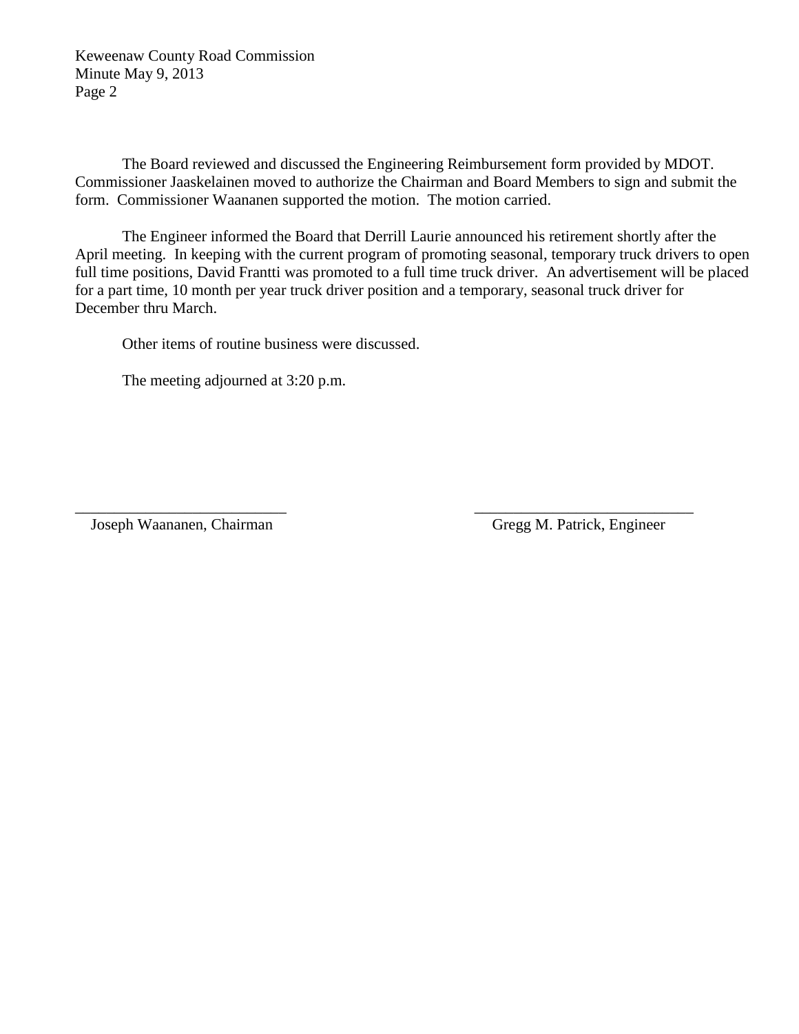The Board reviewed and discussed the Engineering Reimbursement form provided by MDOT. Commissioner Jaaskelainen moved to authorize the Chairman and Board Members to sign and submit the form. Commissioner Waananen supported the motion. The motion carried.

The Engineer informed the Board that Derrill Laurie announced his retirement shortly after the April meeting. In keeping with the current program of promoting seasonal, temporary truck drivers to open full time positions, David Frantti was promoted to a full time truck driver. An advertisement will be placed for a part time, 10 month per year truck driver position and a temporary, seasonal truck driver for December thru March.

Other items of routine business were discussed.

The meeting adjourned at 3:20 p.m.

\_\_\_\_\_\_\_\_\_\_\_\_\_\_\_\_\_\_\_\_\_\_\_\_\_\_\_\_
Joseph Waananen, Chairman

\_\_\_\_\_\_\_\_\_\_\_\_\_\_\_\_\_\_\_\_\_\_\_\_\_\_\_\_
Gregg M. Patrick, Engineer